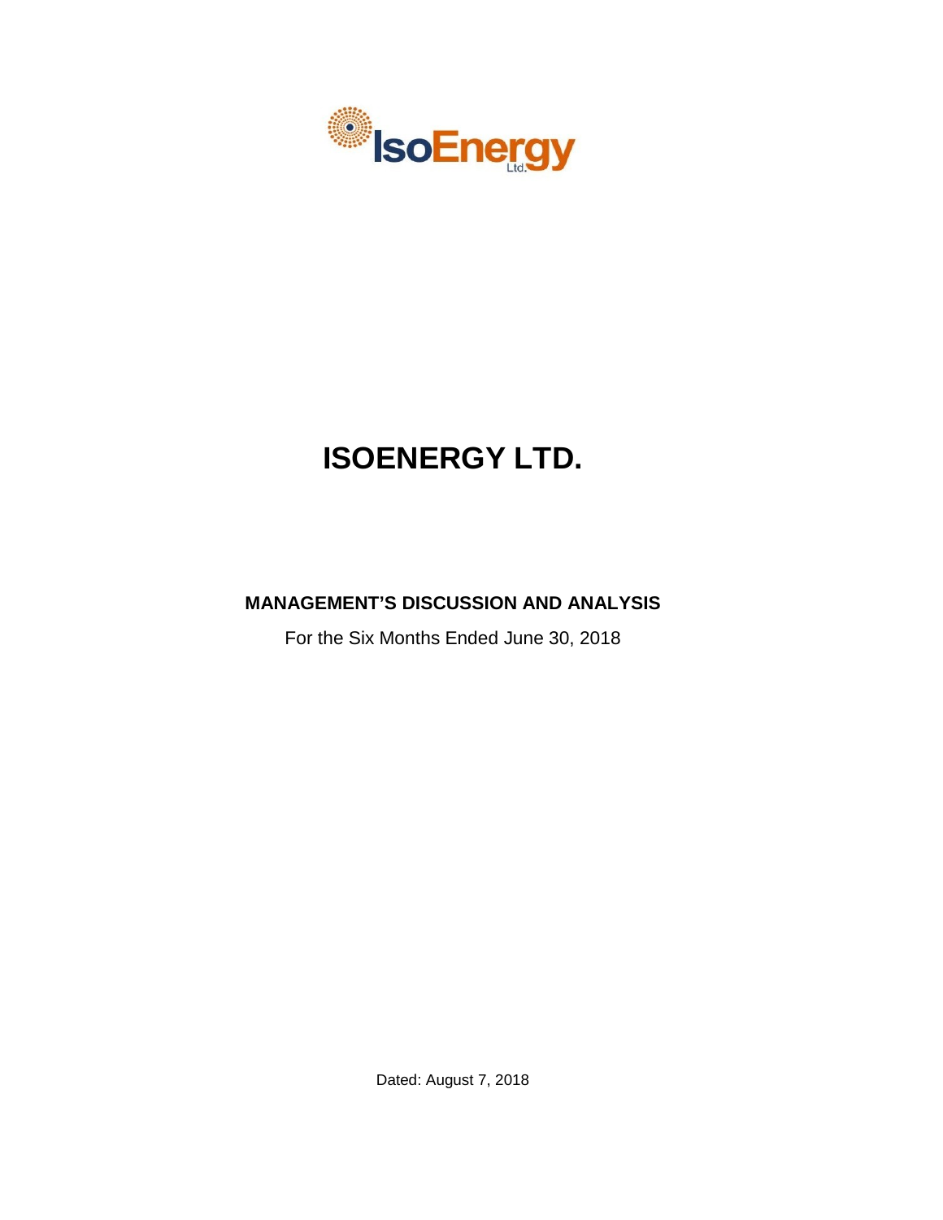# ISOENERGY LTD.

## MANAGEMENT'S DISCUSSION AND ANALYSIS

For the Six Months Ended June 30, 2018

Dated: August 7, 2018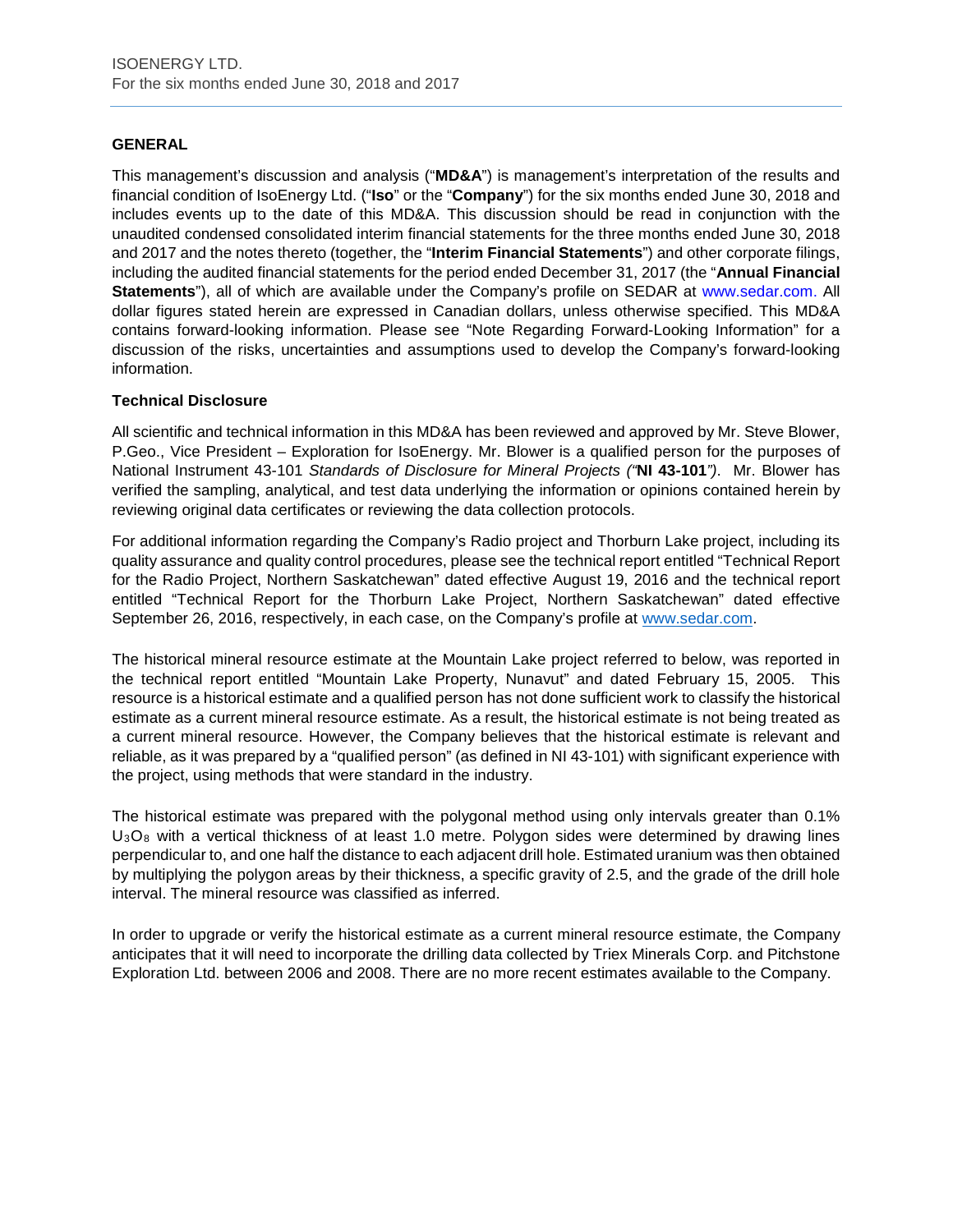## GENERAL

This management's discussion and analysis ("**MD&A**") is management's interpretation of the results and financial condition of IsoEnergy Ltd. ("**Iso**" or the "**Company**") for the six months ended June 30, 2018 and includes events up to the date of this MD&A. This discussion should be read in conjunction with the unaudited condensed consolidated interim financial statements for the three months ended June 30, 2018 and 2017 and the notes thereto (together, the "**Interim Financial Statements**") and other corporate filings, including the audited financial statements for the period ended December 31, 2017 (the "**Annual Financial Statements**"), all of which are available under the Company's profile on SEDAR at www.sedar.com. All dollar figures stated herein are expressed in Canadian dollars, unless otherwise specified. This MD&A contains forward-looking information. Please see "Note Regarding Forward-Looking Information" for a discussion of the risks, uncertainties and assumptions used to develop the Company's forward-looking information.

### Technical Disclosure

All scientific and technical information in this MD&A has been reviewed and approved by Mr. Steve Blower, P.Geo., Vice President – Exploration for IsoEnergy. Mr. Blower is a qualified person for the purposes of National Instrument 43-101 *Standards of Disclosure for Mineral Projects ("***NI 43-101***")*. Mr. Blower has verified the sampling, analytical, and test data underlying the information or opinions contained herein by reviewing original data certificates or reviewing the data collection protocols.

For additional information regarding the Company's Radio project and Thorburn Lake project, including its quality assurance and quality control procedures, please see the technical report entitled "Technical Report for the Radio Project, Northern Saskatchewan" dated effective August 19, 2016 and the technical report entitled "Technical Report for the Thorburn Lake Project, Northern Saskatchewan" dated effective September 26, 2016, respectively, in each case, on the Company's profile at www.sedar.com.

The historical mineral resource estimate at the Mountain Lake project referred to below, was reported in the technical report entitled "Mountain Lake Property, Nunavut" and dated February 15, 2005. This resource is a historical estimate and a qualified person has not done sufficient work to classify the historical estimate as a current mineral resource estimate. As a result, the historical estimate is not being treated as a current mineral resource. However, the Company believes that the historical estimate is relevant and reliable, as it was prepared by a "qualified person" (as defined in NI 43-101) with significant experience with the project, using methods that were standard in the industry.

The historical estimate was prepared with the polygonal method using only intervals greater than 0.1% $U_3O_8$ with a vertical thickness of at least 1.0 metre. Polygon sides were determined by drawing lines perpendicular to, and one half the distance to each adjacent drill hole. Estimated uranium was then obtained by multiplying the polygon areas by their thickness, a specific gravity of 2.5, and the grade of the drill hole interval. The mineral resource was classified as inferred.

In order to upgrade or verify the historical estimate as a current mineral resource estimate, the Company anticipates that it will need to incorporate the drilling data collected by Triex Minerals Corp. and Pitchstone Exploration Ltd. between 2006 and 2008. There are no more recent estimates available to the Company.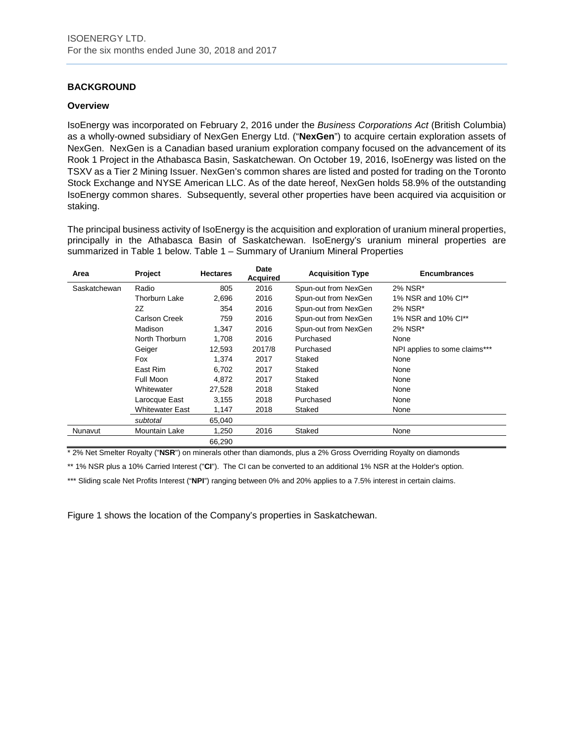## BACKGROUND

### Overview

IsoEnergy was incorporated on February 2, 2016 under the *Business Corporations Act* (British Columbia) as a wholly-owned subsidiary of NexGen Energy Ltd. ("**NexGen**") to acquire certain exploration assets of NexGen. NexGen is a Canadian based uranium exploration company focused on the advancement of its Rook 1 Project in the Athabasca Basin, Saskatchewan. On October 19, 2016, IsoEnergy was listed on the TSXV as a Tier 2 Mining Issuer. NexGen's common shares are listed and posted for trading on the Toronto Stock Exchange and NYSE American LLC. As of the date hereof, NexGen holds 58.9% of the outstanding IsoEnergy common shares. Subsequently, several other properties have been acquired via acquisition or staking.

The principal business activity of IsoEnergy is the acquisition and exploration of uranium mineral properties, principally in the Athabasca Basin of Saskatchewan. IsoEnergy's uranium mineral properties are summarized in Table 1 below. Table 1 – Summary of Uranium Mineral Properties

| Area | Project | Hectares | Date Acquired | Acquisition Type | Encumbrances |
|---|---|---|---|---|---|
| Saskatchewan | Radio | 805 | 2016 | Spun-out from NexGen | 2% NSR* |
| | Thorburn Lake | 2,696 | 2016 | Spun-out from NexGen | 1% NSR and 10% CI** |
| | 2Z | 354 | 2016 | Spun-out from NexGen | 2% NSR* |
| | Carlson Creek | 759 | 2016 | Spun-out from NexGen | 1% NSR and 10% CI** |
| | Madison | 1,347 | 2016 | Spun-out from NexGen | 2% NSR* |
| | North Thorburn | 1,708 | 2016 | Purchased | None |
| | Geiger | 12,593 | 2017/8 | Purchased | NPI applies to some claims*** |
| | Fox | 1,374 | 2017 | Staked | None |
| | East Rim | 6,702 | 2017 | Staked | None |
| | Full Moon | 4,872 | 2017 | Staked | None |
| | Whitewater | 27,528 | 2018 | Staked | None |
| | Larocque East | 3,155 | 2018 | Purchased | None |
| | Whitewater East | 1,147 | 2018 | Staked | None |
| | *subtotal* | 65,040 | | | |
| Nunavut | Mountain Lake | 1,250 | 2016 | Staked | None |
| | | 66,290 | | | |

* 2% Net Smelter Royalty ("**NSR**") on minerals other than diamonds, plus a 2% Gross Overriding Royalty on diamonds

** 1% NSR plus a 10% Carried Interest ("**CI**"). The CI can be converted to an additional 1% NSR at the Holder's option.

*** Sliding scale Net Profits Interest ("**NPI**") ranging between 0% and 20% applies to a 7.5% interest in certain claims.

Figure 1 shows the location of the Company's properties in Saskatchewan.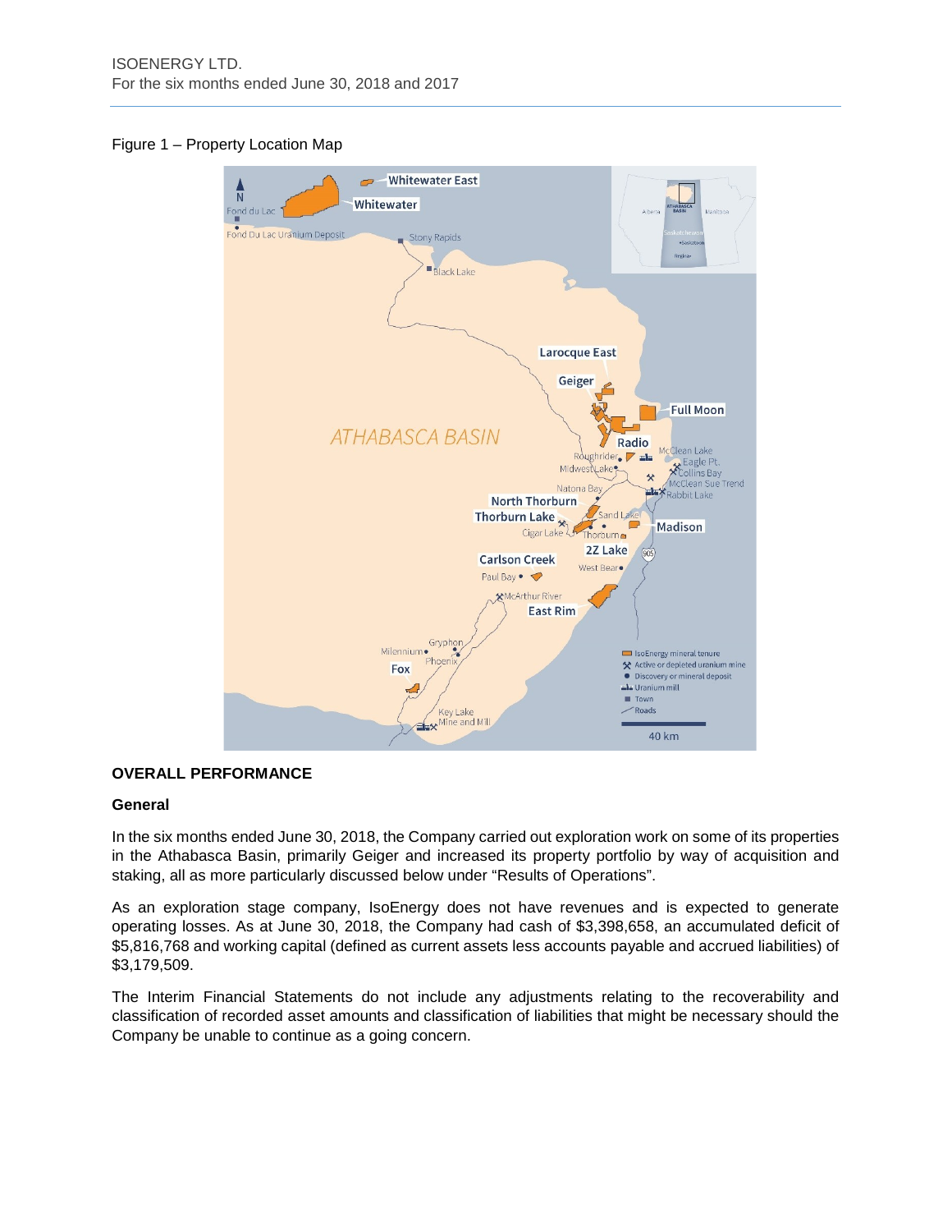Figure 1 – Property Location Map

## OVERALL PERFORMANCE

### General

In the six months ended June 30, 2018, the Company carried out exploration work on some of its properties in the Athabasca Basin, primarily Geiger and increased its property portfolio by way of acquisition and staking, all as more particularly discussed below under "Results of Operations".

As an exploration stage company, IsoEnergy does not have revenues and is expected to generate operating losses. As at June 30, 2018, the Company had cash of $3,398,658, an accumulated deficit of $5,816,768 and working capital (defined as current assets less accounts payable and accrued liabilities) of $3,179,509.

The Interim Financial Statements do not include any adjustments relating to the recoverability and classification of recorded asset amounts and classification of liabilities that might be necessary should the Company be unable to continue as a going concern.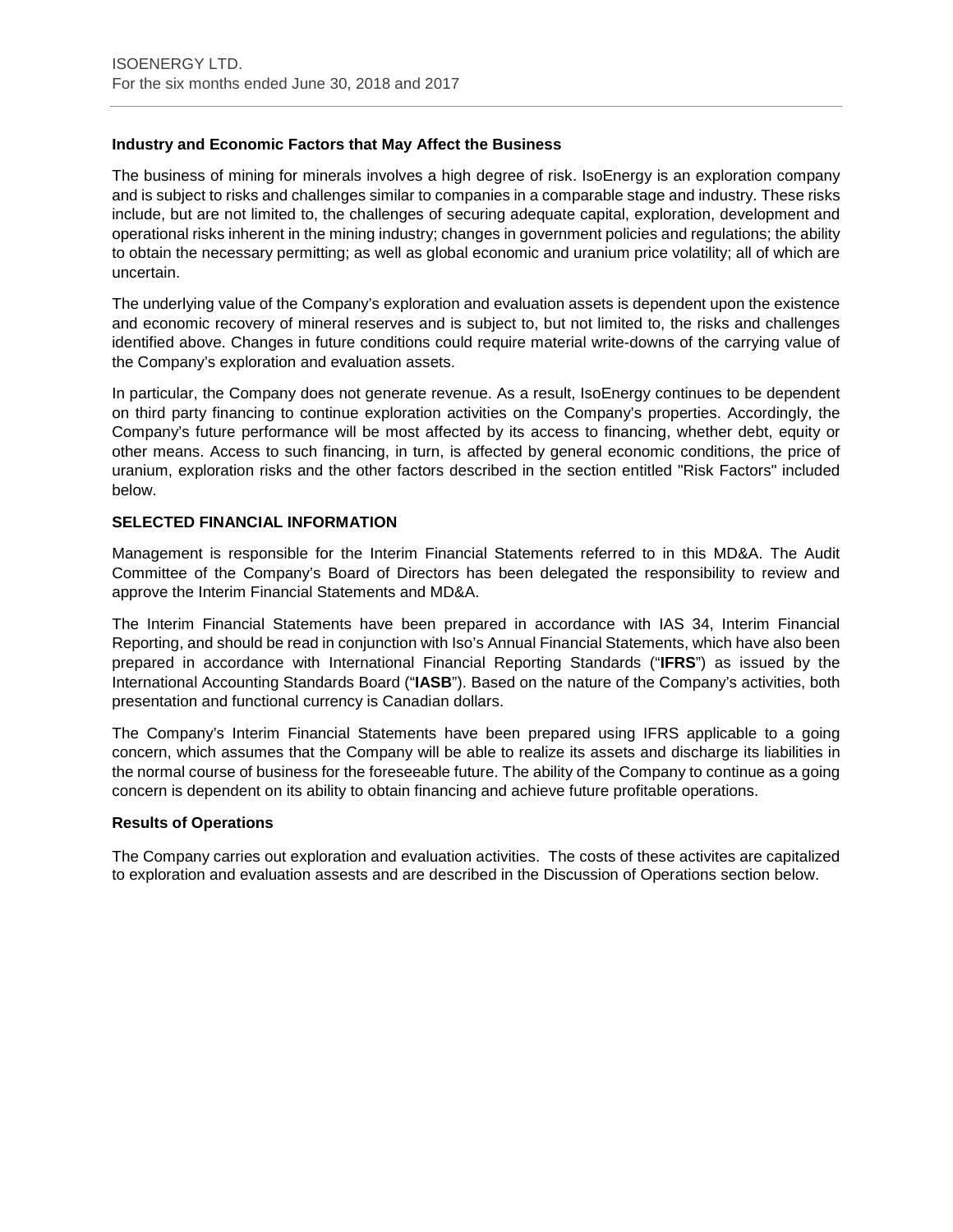### Industry and Economic Factors that May Affect the Business

The business of mining for minerals involves a high degree of risk. IsoEnergy is an exploration company and is subject to risks and challenges similar to companies in a comparable stage and industry. These risks include, but are not limited to, the challenges of securing adequate capital, exploration, development and operational risks inherent in the mining industry; changes in government policies and regulations; the ability to obtain the necessary permitting; as well as global economic and uranium price volatility; all of which are uncertain.

The underlying value of the Company's exploration and evaluation assets is dependent upon the existence and economic recovery of mineral reserves and is subject to, but not limited to, the risks and challenges identified above. Changes in future conditions could require material write-downs of the carrying value of the Company's exploration and evaluation assets.

In particular, the Company does not generate revenue. As a result, IsoEnergy continues to be dependent on third party financing to continue exploration activities on the Company's properties. Accordingly, the Company's future performance will be most affected by its access to financing, whether debt, equity or other means. Access to such financing, in turn, is affected by general economic conditions, the price of uranium, exploration risks and the other factors described in the section entitled "Risk Factors" included below.

## SELECTED FINANCIAL INFORMATION

Management is responsible for the Interim Financial Statements referred to in this MD&A. The Audit Committee of the Company's Board of Directors has been delegated the responsibility to review and approve the Interim Financial Statements and MD&A.

The Interim Financial Statements have been prepared in accordance with IAS 34, Interim Financial Reporting, and should be read in conjunction with Iso's Annual Financial Statements, which have also been prepared in accordance with International Financial Reporting Standards ("**IFRS**") as issued by the International Accounting Standards Board ("**IASB**"). Based on the nature of the Company's activities, both presentation and functional currency is Canadian dollars.

The Company's Interim Financial Statements have been prepared using IFRS applicable to a going concern, which assumes that the Company will be able to realize its assets and discharge its liabilities in the normal course of business for the foreseeable future. The ability of the Company to continue as a going concern is dependent on its ability to obtain financing and achieve future profitable operations.

### Results of Operations

The Company carries out exploration and evaluation activities. The costs of these activites are capitalized to exploration and evaluation assests and are described in the Discussion of Operations section below.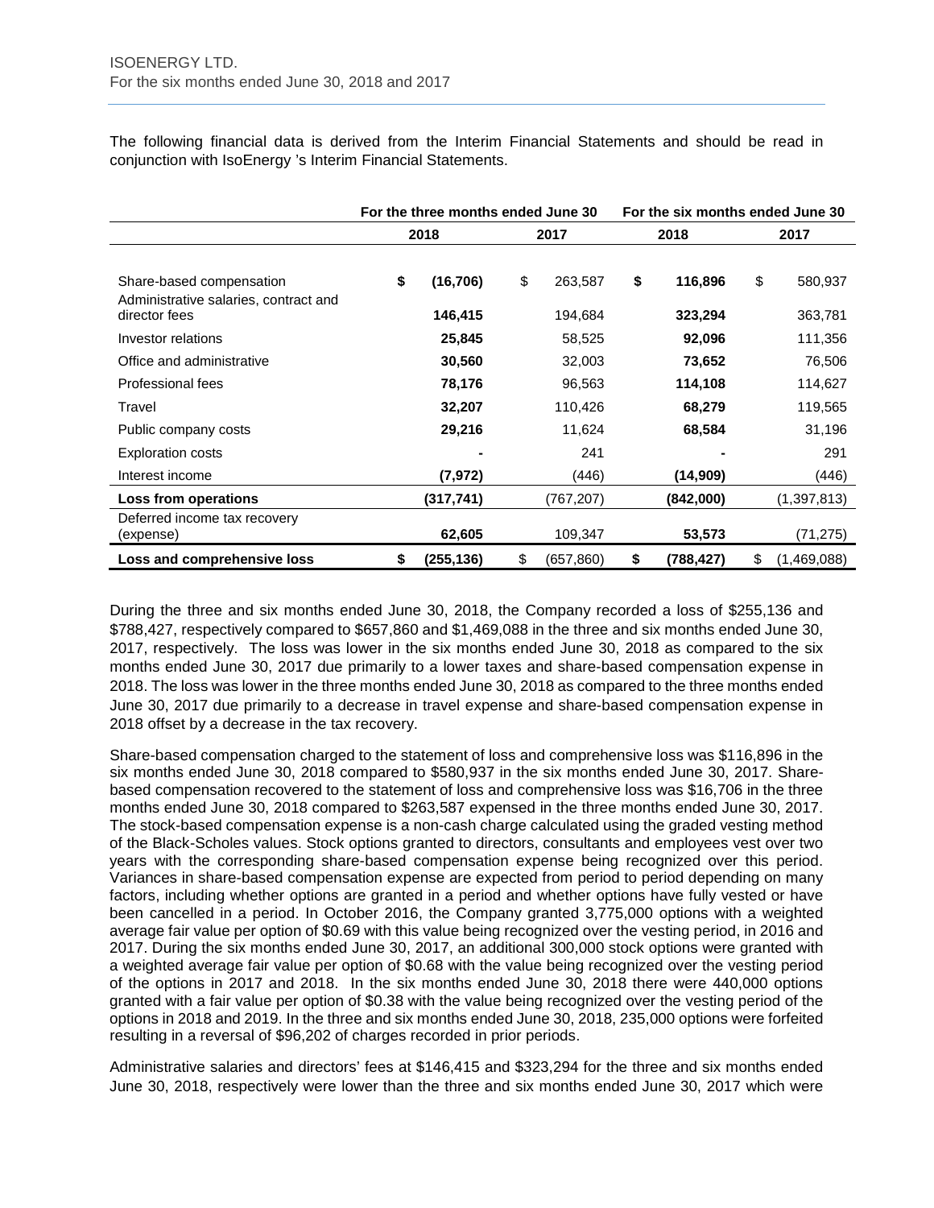The following financial data is derived from the Interim Financial Statements and should be read in conjunction with IsoEnergy 's Interim Financial Statements.

| | For the three months ended June 30 | | For the six months ended June 30 | |
|---|---|---|---|---|
| | 2018 | 2017 | 2018 | 2017 |
| Share-based compensation | **$ (16,706)** | $ 263,587 | **$ 116,896** | $ 580,937 |
| Administrative salaries, contract and director fees | **146,415** | 194,684 | **323,294** | 363,781 |
| Investor relations | **25,845** | 58,525 | **92,096** | 111,356 |
| Office and administrative | **30,560** | 32,003 | **73,652** | 76,506 |
| Professional fees | **78,176** | 96,563 | **114,108** | 114,627 |
| Travel | **32,207** | 110,426 | **68,279** | 119,565 |
| Public company costs | **29,216** | 11,624 | **68,584** | 31,196 |
| Exploration costs | **-** | 241 | **-** | 291 |
| Interest income | **(7,972)** | (446) | **(14,909)** | (446) |
| **Loss from operations** | **(317,741)** | (767,207) | **(842,000)** | (1,397,813) |
| Deferred income tax recovery (expense) | **62,605** | 109,347 | **53,573** | (71,275) |
| **Loss and comprehensive loss** | **$ (255,136)** | $ (657,860) | **$ (788,427)** | $ (1,469,088) |

During the three and six months ended June 30, 2018, the Company recorded a loss of $255,136 and $788,427, respectively compared to $657,860 and $1,469,088 in the three and six months ended June 30, 2017, respectively. The loss was lower in the six months ended June 30, 2018 as compared to the six months ended June 30, 2017 due primarily to a lower taxes and share-based compensation expense in 2018. The loss was lower in the three months ended June 30, 2018 as compared to the three months ended June 30, 2017 due primarily to a decrease in travel expense and share-based compensation expense in 2018 offset by a decrease in the tax recovery.

Share-based compensation charged to the statement of loss and comprehensive loss was $116,896 in the six months ended June 30, 2018 compared to $580,937 in the six months ended June 30, 2017. Share-based compensation recovered to the statement of loss and comprehensive loss was $16,706 in the three months ended June 30, 2018 compared to $263,587 expensed in the three months ended June 30, 2017. The stock-based compensation expense is a non-cash charge calculated using the graded vesting method of the Black-Scholes values. Stock options granted to directors, consultants and employees vest over two years with the corresponding share-based compensation expense being recognized over this period. Variances in share-based compensation expense are expected from period to period depending on many factors, including whether options are granted in a period and whether options have fully vested or have been cancelled in a period. In October 2016, the Company granted 3,775,000 options with a weighted average fair value per option of $0.69 with this value being recognized over the vesting period, in 2016 and 2017. During the six months ended June 30, 2017, an additional 300,000 stock options were granted with a weighted average fair value per option of $0.68 with the value being recognized over the vesting period of the options in 2017 and 2018. In the six months ended June 30, 2018 there were 440,000 options granted with a fair value per option of $0.38 with the value being recognized over the vesting period of the options in 2018 and 2019. In the three and six months ended June 30, 2018, 235,000 options were forfeited resulting in a reversal of $96,202 of charges recorded in prior periods.

Administrative salaries and directors' fees at $146,415 and $323,294 for the three and six months ended June 30, 2018, respectively were lower than the three and six months ended June 30, 2017 which were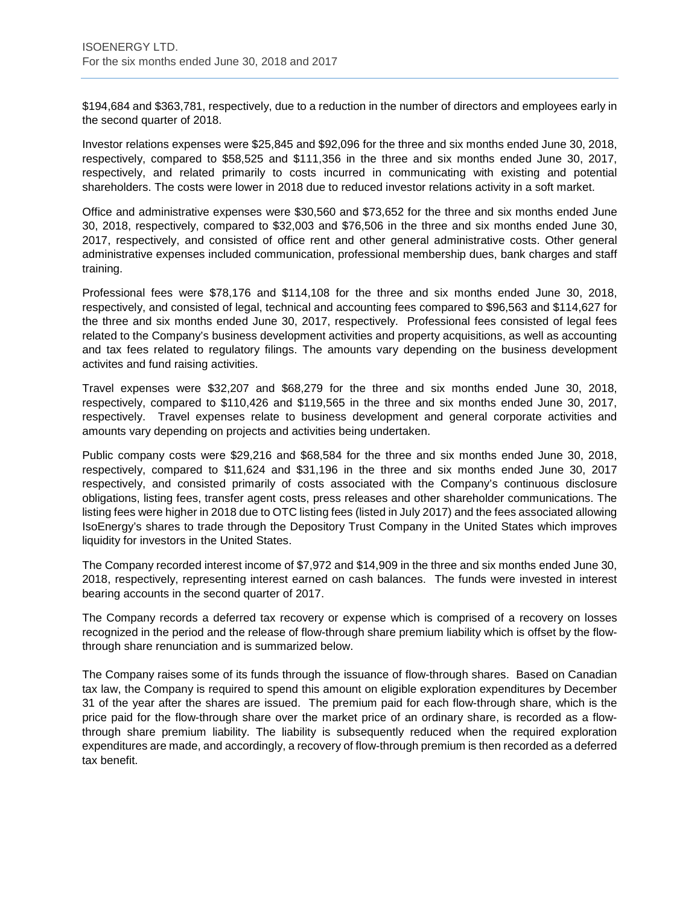$194,684 and $363,781, respectively, due to a reduction in the number of directors and employees early in the second quarter of 2018.

Investor relations expenses were $25,845 and $92,096 for the three and six months ended June 30, 2018, respectively, compared to $58,525 and $111,356 in the three and six months ended June 30, 2017, respectively, and related primarily to costs incurred in communicating with existing and potential shareholders. The costs were lower in 2018 due to reduced investor relations activity in a soft market.

Office and administrative expenses were $30,560 and $73,652 for the three and six months ended June 30, 2018, respectively, compared to $32,003 and $76,506 in the three and six months ended June 30, 2017, respectively, and consisted of office rent and other general administrative costs. Other general administrative expenses included communication, professional membership dues, bank charges and staff training.

Professional fees were $78,176 and $114,108 for the three and six months ended June 30, 2018, respectively, and consisted of legal, technical and accounting fees compared to $96,563 and $114,627 for the three and six months ended June 30, 2017, respectively. Professional fees consisted of legal fees related to the Company's business development activities and property acquisitions, as well as accounting and tax fees related to regulatory filings. The amounts vary depending on the business development activites and fund raising activities.

Travel expenses were $32,207 and $68,279 for the three and six months ended June 30, 2018, respectively, compared to $110,426 and $119,565 in the three and six months ended June 30, 2017, respectively. Travel expenses relate to business development and general corporate activities and amounts vary depending on projects and activities being undertaken.

Public company costs were $29,216 and $68,584 for the three and six months ended June 30, 2018, respectively, compared to $11,624 and $31,196 in the three and six months ended June 30, 2017 respectively, and consisted primarily of costs associated with the Company's continuous disclosure obligations, listing fees, transfer agent costs, press releases and other shareholder communications. The listing fees were higher in 2018 due to OTC listing fees (listed in July 2017) and the fees associated allowing IsoEnergy's shares to trade through the Depository Trust Company in the United States which improves liquidity for investors in the United States.

The Company recorded interest income of $7,972 and $14,909 in the three and six months ended June 30, 2018, respectively, representing interest earned on cash balances. The funds were invested in interest bearing accounts in the second quarter of 2017.

The Company records a deferred tax recovery or expense which is comprised of a recovery on losses recognized in the period and the release of flow-through share premium liability which is offset by the flow-through share renunciation and is summarized below.

The Company raises some of its funds through the issuance of flow-through shares. Based on Canadian tax law, the Company is required to spend this amount on eligible exploration expenditures by December 31 of the year after the shares are issued. The premium paid for each flow-through share, which is the price paid for the flow-through share over the market price of an ordinary share, is recorded as a flow-through share premium liability. The liability is subsequently reduced when the required exploration expenditures are made, and accordingly, a recovery of flow-through premium is then recorded as a deferred tax benefit.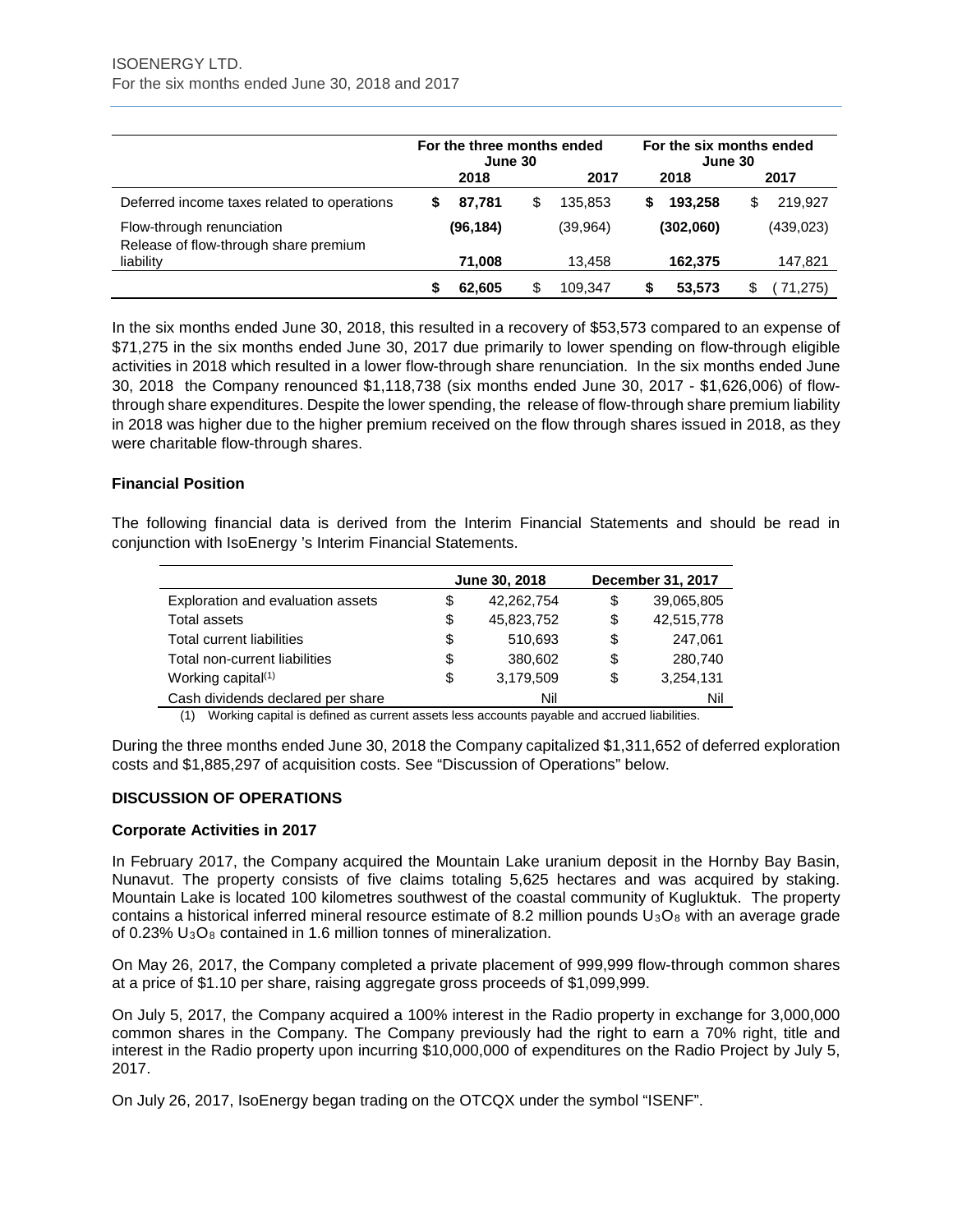| | For the three months ended June 30 | | For the six months ended June 30 | |
|---|---|---|---|---|
| | 2018 | 2017 | 2018 | 2017 |
| Deferred income taxes related to operations | **$ 87,781** | $ 135,853 | **$ 193,258** | $ 219,927 |
| Flow-through renunciation | **(96,184)** | (39,964) | **(302,060)** | (439,023) |
| Release of flow-through share premium liability | **71,008** | 13,458 | **162,375** | 147,821 |
| | **$ 62,605** | $ 109,347 | **$ 53,573** | $ (71,275) |

In the six months ended June 30, 2018, this resulted in a recovery of $53,573 compared to an expense of $71,275 in the six months ended June 30, 2017 due primarily to lower spending on flow-through eligible activities in 2018 which resulted in a lower flow-through share renunciation. In the six months ended June 30, 2018 the Company renounced $1,118,738 (six months ended June 30, 2017 - $1,626,006) of flow-through share expenditures. Despite the lower spending, the release of flow-through share premium liability in 2018 was higher due to the higher premium received on the flow through shares issued in 2018, as they were charitable flow-through shares.

### Financial Position

The following financial data is derived from the Interim Financial Statements and should be read in conjunction with IsoEnergy 's Interim Financial Statements.

| | June 30, 2018 | December 31, 2017 |
|---|---|---|
| Exploration and evaluation assets | $ 42,262,754 | $ 39,065,805 |
| Total assets | $ 45,823,752 | $ 42,515,778 |
| Total current liabilities | $ 510,693 | $ 247,061 |
| Total non-current liabilities | $ 380,602 | $ 280,740 |
| Working capital[(1)] | $ 3,179,509 | $ 3,254,131 |
| Cash dividends declared per share | Nil | Nil |

(1) Working capital is defined as current assets less accounts payable and accrued liabilities.

During the three months ended June 30, 2018 the Company capitalized $1,311,652 of deferred exploration costs and $1,885,297 of acquisition costs. See "Discussion of Operations" below.

## DISCUSSION OF OPERATIONS

### Corporate Activities in 2017

In February 2017, the Company acquired the Mountain Lake uranium deposit in the Hornby Bay Basin, Nunavut. The property consists of five claims totaling 5,625 hectares and was acquired by staking. Mountain Lake is located 100 kilometres southwest of the coastal community of Kugluktuk. The property contains a historical inferred mineral resource estimate of 8.2 million pounds $U_3O_8$ with an average grade of 0.23% $U_3O_8$ contained in 1.6 million tonnes of mineralization.

On May 26, 2017, the Company completed a private placement of 999,999 flow-through common shares at a price of $1.10 per share, raising aggregate gross proceeds of $1,099,999.

On July 5, 2017, the Company acquired a 100% interest in the Radio property in exchange for 3,000,000 common shares in the Company. The Company previously had the right to earn a 70% right, title and interest in the Radio property upon incurring $10,000,000 of expenditures on the Radio Project by July 5, 2017.

On July 26, 2017, IsoEnergy began trading on the OTCQX under the symbol "ISENF".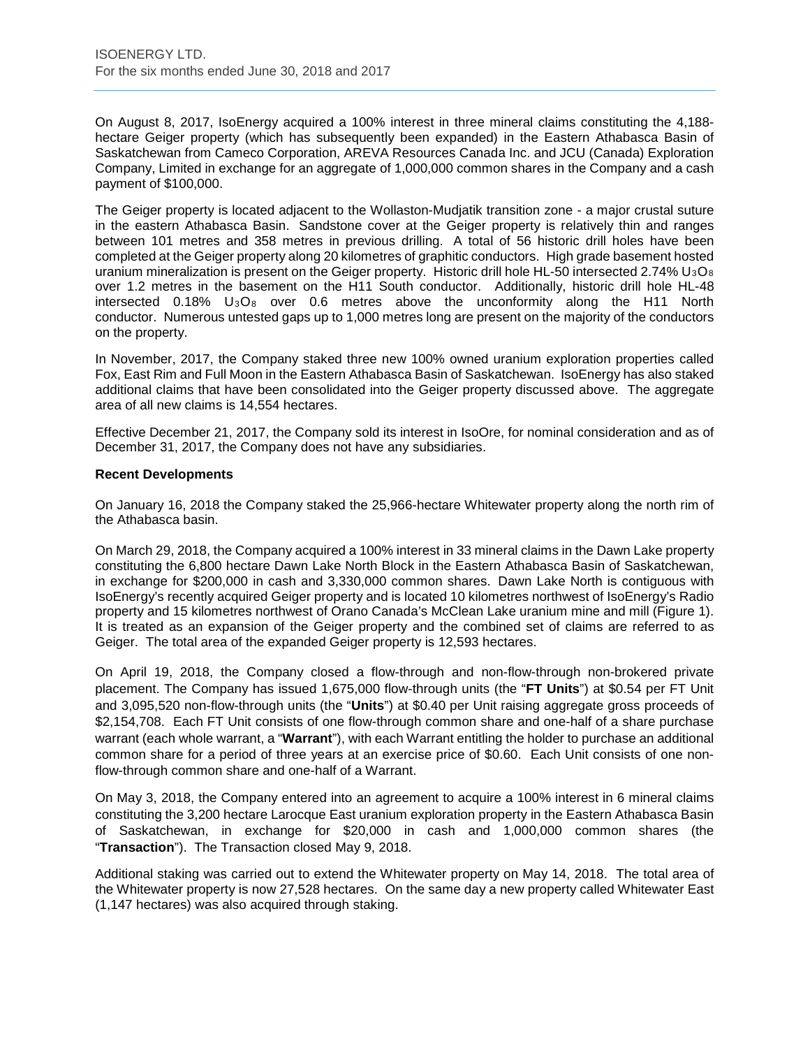On August 8, 2017, IsoEnergy acquired a 100% interest in three mineral claims constituting the 4,188-hectare Geiger property (which has subsequently been expanded) in the Eastern Athabasca Basin of Saskatchewan from Cameco Corporation, AREVA Resources Canada Inc. and JCU (Canada) Exploration Company, Limited in exchange for an aggregate of 1,000,000 common shares in the Company and a cash payment of $100,000.

The Geiger property is located adjacent to the Wollaston-Mudjatik transition zone - a major crustal suture in the eastern Athabasca Basin. Sandstone cover at the Geiger property is relatively thin and ranges between 101 metres and 358 metres in previous drilling. A total of 56 historic drill holes have been completed at the Geiger property along 20 kilometres of graphitic conductors. High grade basement hosted uranium mineralization is present on the Geiger property. Historic drill hole HL-50 intersected 2.74% $U_3O_8$ over 1.2 metres in the basement on the H11 South conductor. Additionally, historic drill hole HL-48 intersected 0.18% $U_3O_8$ over 0.6 metres above the unconformity along the H11 North conductor. Numerous untested gaps up to 1,000 metres long are present on the majority of the conductors on the property.

In November, 2017, the Company staked three new 100% owned uranium exploration properties called Fox, East Rim and Full Moon in the Eastern Athabasca Basin of Saskatchewan. IsoEnergy has also staked additional claims that have been consolidated into the Geiger property discussed above. The aggregate area of all new claims is 14,554 hectares.

Effective December 21, 2017, the Company sold its interest in IsoOre, for nominal consideration and as of December 31, 2017, the Company does not have any subsidiaries.

**Recent Developments**

On January 16, 2018 the Company staked the 25,966-hectare Whitewater property along the north rim of the Athabasca basin.

On March 29, 2018, the Company acquired a 100% interest in 33 mineral claims in the Dawn Lake property constituting the 6,800 hectare Dawn Lake North Block in the Eastern Athabasca Basin of Saskatchewan, in exchange for $200,000 in cash and 3,330,000 common shares. Dawn Lake North is contiguous with IsoEnergy's recently acquired Geiger property and is located 10 kilometres northwest of IsoEnergy's Radio property and 15 kilometres northwest of Orano Canada's McClean Lake uranium mine and mill (Figure 1). It is treated as an expansion of the Geiger property and the combined set of claims are referred to as Geiger. The total area of the expanded Geiger property is 12,593 hectares.

On April 19, 2018, the Company closed a flow-through and non-flow-through non-brokered private placement. The Company has issued 1,675,000 flow-through units (the "**FT Units**") at $0.54 per FT Unit and 3,095,520 non-flow-through units (the "**Units**") at $0.40 per Unit raising aggregate gross proceeds of $2,154,708. Each FT Unit consists of one flow-through common share and one-half of a share purchase warrant (each whole warrant, a "**Warrant**"), with each Warrant entitling the holder to purchase an additional common share for a period of three years at an exercise price of $0.60. Each Unit consists of one non-flow-through common share and one-half of a Warrant.

On May 3, 2018, the Company entered into an agreement to acquire a 100% interest in 6 mineral claims constituting the 3,200 hectare Larocque East uranium exploration property in the Eastern Athabasca Basin of Saskatchewan, in exchange for $20,000 in cash and 1,000,000 common shares (the "**Transaction**"). The Transaction closed May 9, 2018.

Additional staking was carried out to extend the Whitewater property on May 14, 2018. The total area of the Whitewater property is now 27,528 hectares. On the same day a new property called Whitewater East (1,147 hectares) was also acquired through staking.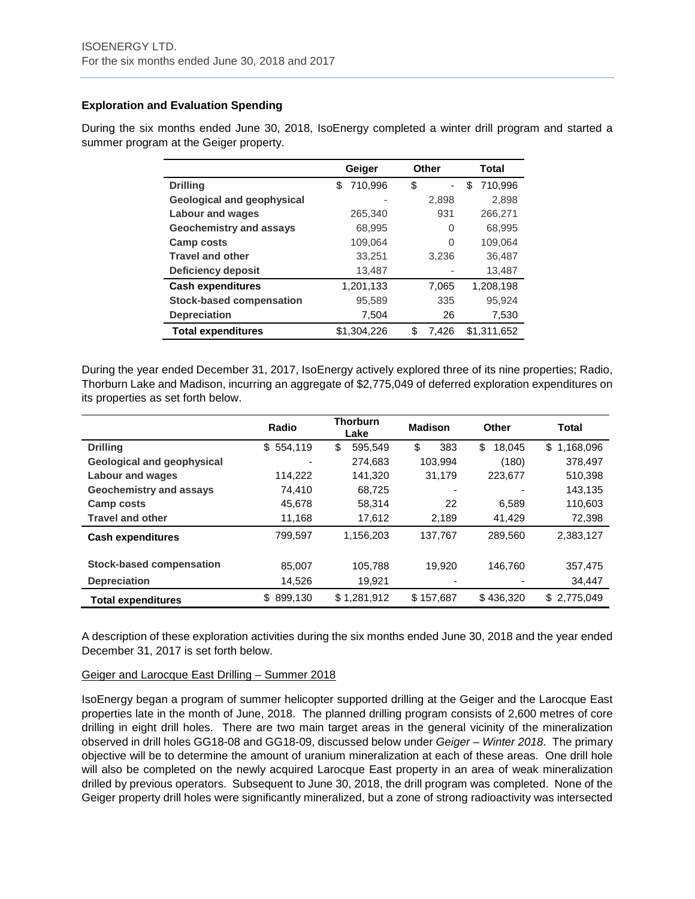**Exploration and Evaluation Spending**

During the six months ended June 30, 2018, IsoEnergy completed a winter drill program and started a summer program at the Geiger property.

| | Geiger | Other | Total |
|---|---|---|---|
| **Drilling** | $ 710,996 | $ - | $ 710,996 |
| **Geological and geophysical** | - | 2,898 | 2,898 |
| **Labour and wages** | 265,340 | 931 | 266,271 |
| **Geochemistry and assays** | 68,995 | 0 | 68,995 |
| **Camp costs** | 109,064 | 0 | 109,064 |
| **Travel and other** | 33,251 | 3,236 | 36,487 |
| **Deficiency deposit** | 13,487 | - | 13,487 |
| **Cash expenditures** | 1,201,133 | 7,065 | 1,208,198 |
| **Stock-based compensation** | 95,589 | 335 | 95,924 |
| **Depreciation** | 7,504 | 26 | 7,530 |
| **Total expenditures** | $1,304,226 | $ 7,426 | $1,311,652 |

During the year ended December 31, 2017, IsoEnergy actively explored three of its nine properties; Radio, Thorburn Lake and Madison, incurring an aggregate of $2,775,049 of deferred exploration expenditures on its properties as set forth below.

| | Radio | Thorburn Lake | Madison | Other | Total |
|---|---|---|---|---|---|
| **Drilling** | $ 554,119 | $ 595,549 | $ 383 | $ 18,045 | $ 1,168,096 |
| **Geological and geophysical** | - | 274,683 | 103,994 | (180) | 378,497 |
| **Labour and wages** | 114,222 | 141,320 | 31,179 | 223,677 | 510,398 |
| **Geochemistry and assays** | 74,410 | 68,725 | - | - | 143,135 |
| **Camp costs** | 45,678 | 58,314 | 22 | 6,589 | 110,603 |
| **Travel and other** | 11,168 | 17,612 | 2,189 | 41,429 | 72,398 |
| **Cash expenditures** | 799,597 | 1,156,203 | 137,767 | 289,560 | 2,383,127 |
| **Stock-based compensation** | 85,007 | 105,788 | 19,920 | 146,760 | 357,475 |
| **Depreciation** | 14,526 | 19,921 | - | - | 34,447 |
| **Total expenditures** | $ 899,130 | $ 1,281,912 | $ 157,687 | $ 436,320 | $ 2,775,049 |

A description of these exploration activities during the six months ended June 30, 2018 and the year ended December 31, 2017 is set forth below.

Geiger and Larocque East Drilling – Summer 2018

IsoEnergy began a program of summer helicopter supported drilling at the Geiger and the Larocque East properties late in the month of June, 2018. The planned drilling program consists of 2,600 metres of core drilling in eight drill holes. There are two main target areas in the general vicinity of the mineralization observed in drill holes GG18-08 and GG18-09, discussed below under *Geiger – Winter 2018*. The primary objective will be to determine the amount of uranium mineralization at each of these areas. One drill hole will also be completed on the newly acquired Larocque East property in an area of weak mineralization drilled by previous operators. Subsequent to June 30, 2018, the drill program was completed. None of the Geiger property drill holes were significantly mineralized, but a zone of strong radioactivity was intersected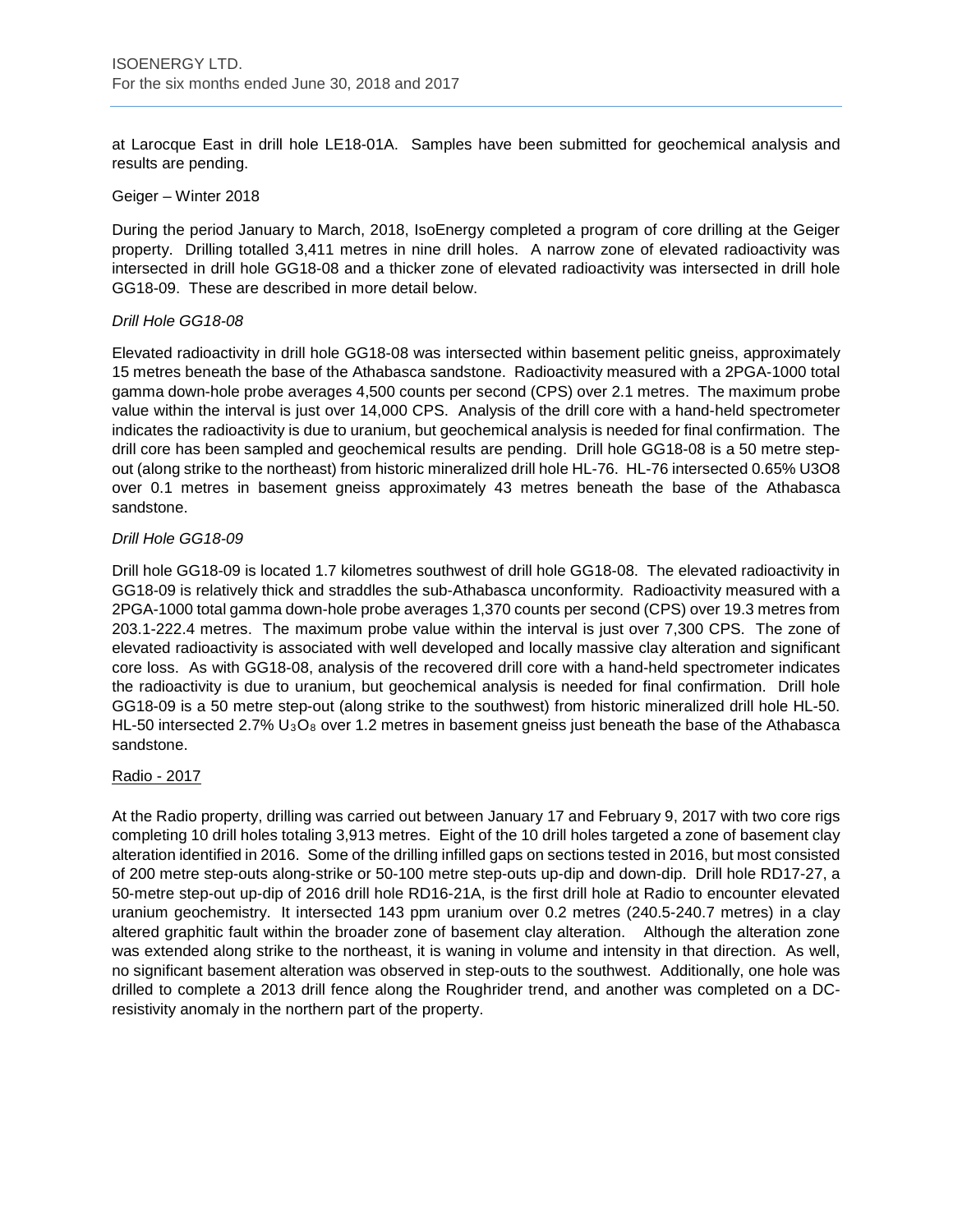at Larocque East in drill hole LE18-01A. Samples have been submitted for geochemical analysis and results are pending.

Geiger – Winter 2018

During the period January to March, 2018, IsoEnergy completed a program of core drilling at the Geiger property. Drilling totalled 3,411 metres in nine drill holes. A narrow zone of elevated radioactivity was intersected in drill hole GG18-08 and a thicker zone of elevated radioactivity was intersected in drill hole GG18-09. These are described in more detail below.

*Drill Hole GG18-08*

Elevated radioactivity in drill hole GG18-08 was intersected within basement pelitic gneiss, approximately 15 metres beneath the base of the Athabasca sandstone. Radioactivity measured with a 2PGA-1000 total gamma down-hole probe averages 4,500 counts per second (CPS) over 2.1 metres. The maximum probe value within the interval is just over 14,000 CPS. Analysis of the drill core with a hand-held spectrometer indicates the radioactivity is due to uranium, but geochemical analysis is needed for final confirmation. The drill core has been sampled and geochemical results are pending. Drill hole GG18-08 is a 50 metre step-out (along strike to the northeast) from historic mineralized drill hole HL-76. HL-76 intersected 0.65% U3O8 over 0.1 metres in basement gneiss approximately 43 metres beneath the base of the Athabasca sandstone.

*Drill Hole GG18-09*

Drill hole GG18-09 is located 1.7 kilometres southwest of drill hole GG18-08. The elevated radioactivity in GG18-09 is relatively thick and straddles the sub-Athabasca unconformity. Radioactivity measured with a 2PGA-1000 total gamma down-hole probe averages 1,370 counts per second (CPS) over 19.3 metres from 203.1-222.4 metres. The maximum probe value within the interval is just over 7,300 CPS. The zone of elevated radioactivity is associated with well developed and locally massive clay alteration and significant core loss. As with GG18-08, analysis of the recovered drill core with a hand-held spectrometer indicates the radioactivity is due to uranium, but geochemical analysis is needed for final confirmation. Drill hole GG18-09 is a 50 metre step-out (along strike to the southwest) from historic mineralized drill hole HL-50. HL-50 intersected 2.7% $U_3O_8$ over 1.2 metres in basement gneiss just beneath the base of the Athabasca sandstone.

<u>Radio - 2017</u>

At the Radio property, drilling was carried out between January 17 and February 9, 2017 with two core rigs completing 10 drill holes totaling 3,913 metres. Eight of the 10 drill holes targeted a zone of basement clay alteration identified in 2016. Some of the drilling infilled gaps on sections tested in 2016, but most consisted of 200 metre step-outs along-strike or 50-100 metre step-outs up-dip and down-dip. Drill hole RD17-27, a 50-metre step-out up-dip of 2016 drill hole RD16-21A, is the first drill hole at Radio to encounter elevated uranium geochemistry. It intersected 143 ppm uranium over 0.2 metres (240.5-240.7 metres) in a clay altered graphitic fault within the broader zone of basement clay alteration. Although the alteration zone was extended along strike to the northeast, it is waning in volume and intensity in that direction. As well, no significant basement alteration was observed in step-outs to the southwest. Additionally, one hole was drilled to complete a 2013 drill fence along the Roughrider trend, and another was completed on a DC-resistivity anomaly in the northern part of the property.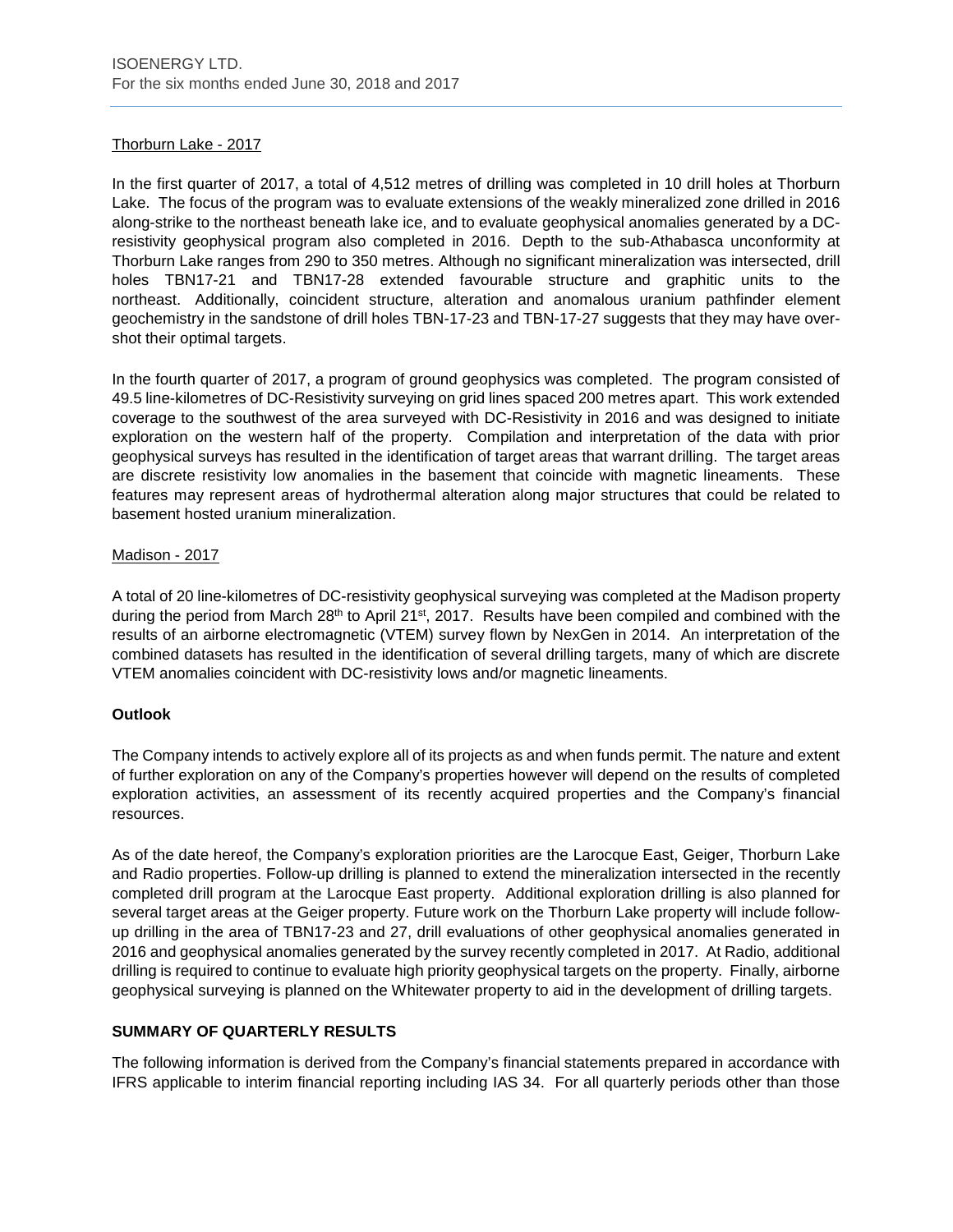Thorburn Lake - 2017

In the first quarter of 2017, a total of 4,512 metres of drilling was completed in 10 drill holes at Thorburn Lake. The focus of the program was to evaluate extensions of the weakly mineralized zone drilled in 2016 along-strike to the northeast beneath lake ice, and to evaluate geophysical anomalies generated by a DC-resistivity geophysical program also completed in 2016. Depth to the sub-Athabasca unconformity at Thorburn Lake ranges from 290 to 350 metres. Although no significant mineralization was intersected, drill holes TBN17-21 and TBN17-28 extended favourable structure and graphitic units to the northeast. Additionally, coincident structure, alteration and anomalous uranium pathfinder element geochemistry in the sandstone of drill holes TBN-17-23 and TBN-17-27 suggests that they may have over-shot their optimal targets.

In the fourth quarter of 2017, a program of ground geophysics was completed. The program consisted of 49.5 line-kilometres of DC-Resistivity surveying on grid lines spaced 200 metres apart. This work extended coverage to the southwest of the area surveyed with DC-Resistivity in 2016 and was designed to initiate exploration on the western half of the property. Compilation and interpretation of the data with prior geophysical surveys has resulted in the identification of target areas that warrant drilling. The target areas are discrete resistivity low anomalies in the basement that coincide with magnetic lineaments. These features may represent areas of hydrothermal alteration along major structures that could be related to basement hosted uranium mineralization.

Madison - 2017

A total of 20 line-kilometres of DC-resistivity geophysical surveying was completed at the Madison property during the period from March 28th to April 21st, 2017. Results have been compiled and combined with the results of an airborne electromagnetic (VTEM) survey flown by NexGen in 2014. An interpretation of the combined datasets has resulted in the identification of several drilling targets, many of which are discrete VTEM anomalies coincident with DC-resistivity lows and/or magnetic lineaments.

**Outlook**

The Company intends to actively explore all of its projects as and when funds permit. The nature and extent of further exploration on any of the Company's properties however will depend on the results of completed exploration activities, an assessment of its recently acquired properties and the Company's financial resources.

As of the date hereof, the Company's exploration priorities are the Larocque East, Geiger, Thorburn Lake and Radio properties. Follow-up drilling is planned to extend the mineralization intersected in the recently completed drill program at the Larocque East property. Additional exploration drilling is also planned for several target areas at the Geiger property. Future work on the Thorburn Lake property will include follow-up drilling in the area of TBN17-23 and 27, drill evaluations of other geophysical anomalies generated in 2016 and geophysical anomalies generated by the survey recently completed in 2017. At Radio, additional drilling is required to continue to evaluate high priority geophysical targets on the property. Finally, airborne geophysical surveying is planned on the Whitewater property to aid in the development of drilling targets.

**SUMMARY OF QUARTERLY RESULTS**

The following information is derived from the Company's financial statements prepared in accordance with IFRS applicable to interim financial reporting including IAS 34. For all quarterly periods other than those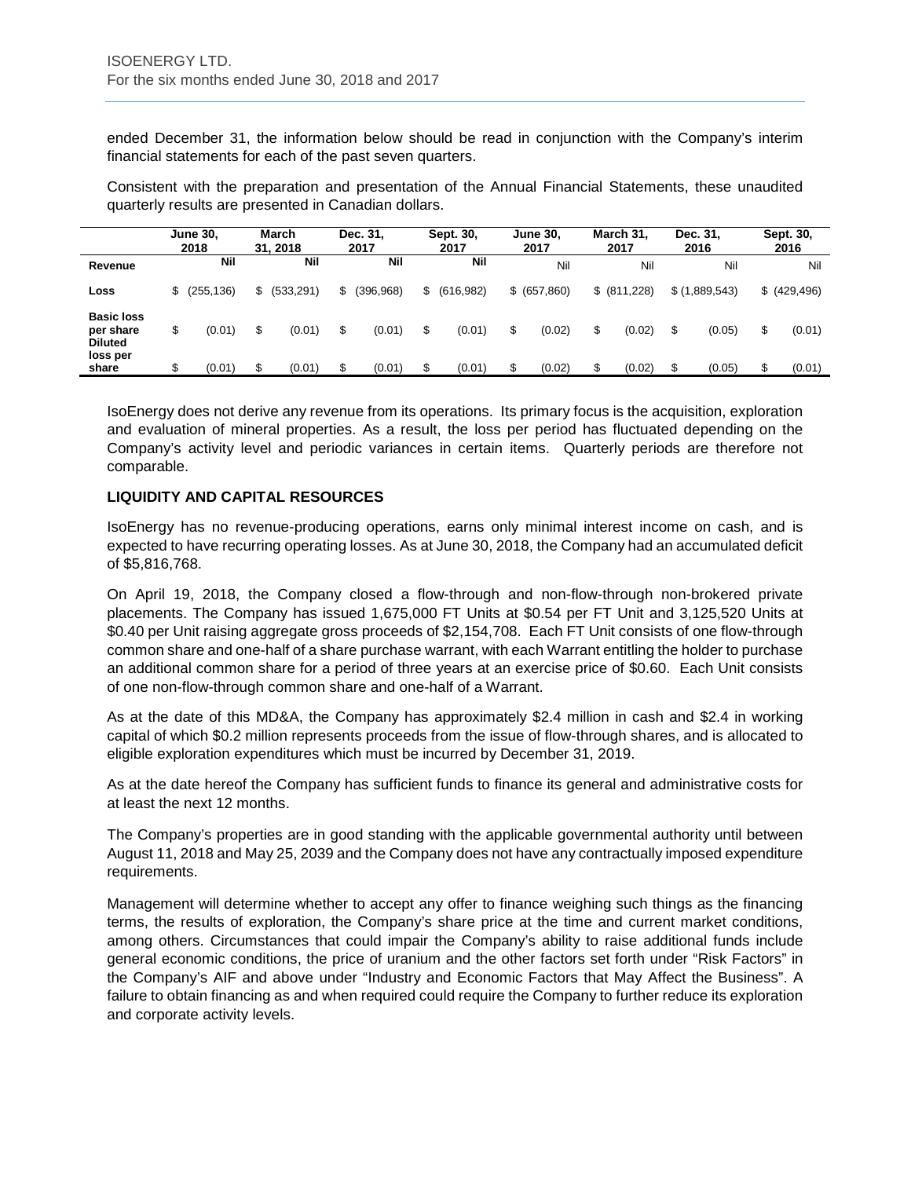ended December 31, the information below should be read in conjunction with the Company's interim financial statements for each of the past seven quarters.

Consistent with the preparation and presentation of the Annual Financial Statements, these unaudited quarterly results are presented in Canadian dollars.

| | June 30, 2018 | March 31, 2018 | Dec. 31, 2017 | Sept. 30, 2017 | June 30, 2017 | March 31, 2017 | Dec. 31, 2016 | Sept. 30, 2016 |
|---|---|---|---|---|---|---|---|---|
| **Revenue** | **Nil** | **Nil** | **Nil** | **Nil** | Nil | Nil | Nil | Nil |
| **Loss** | $ (255,136) | $ (533,291) | $ (396,968) | $ (616,982) | $ (657,860) | $ (811,228) | $ (1,889,543) | $ (429,496) |
| **Basic loss per share** | $ (0.01) | $ (0.01) | $ (0.01) | $ (0.01) | $ (0.02) | $ (0.02) | $ (0.05) | $ (0.01) |
| **Diluted loss per share** | $ (0.01) | $ (0.01) | $ (0.01) | $ (0.01) | $ (0.02) | $ (0.02) | $ (0.05) | $ (0.01) |

IsoEnergy does not derive any revenue from its operations. Its primary focus is the acquisition, exploration and evaluation of mineral properties. As a result, the loss per period has fluctuated depending on the Company's activity level and periodic variances in certain items. Quarterly periods are therefore not comparable.

### LIQUIDITY AND CAPITAL RESOURCES

IsoEnergy has no revenue-producing operations, earns only minimal interest income on cash, and is expected to have recurring operating losses. As at June 30, 2018, the Company had an accumulated deficit of $5,816,768.

On April 19, 2018, the Company closed a flow-through and non-flow-through non-brokered private placements. The Company has issued 1,675,000 FT Units at $0.54 per FT Unit and 3,125,520 Units at $0.40 per Unit raising aggregate gross proceeds of $2,154,708. Each FT Unit consists of one flow-through common share and one-half of a share purchase warrant, with each Warrant entitling the holder to purchase an additional common share for a period of three years at an exercise price of $0.60. Each Unit consists of one non-flow-through common share and one-half of a Warrant.

As at the date of this MD&A, the Company has approximately $2.4 million in cash and $2.4 in working capital of which $0.2 million represents proceeds from the issue of flow-through shares, and is allocated to eligible exploration expenditures which must be incurred by December 31, 2019.

As at the date hereof the Company has sufficient funds to finance its general and administrative costs for at least the next 12 months.

The Company's properties are in good standing with the applicable governmental authority until between August 11, 2018 and May 25, 2039 and the Company does not have any contractually imposed expenditure requirements.

Management will determine whether to accept any offer to finance weighing such things as the financing terms, the results of exploration, the Company's share price at the time and current market conditions, among others. Circumstances that could impair the Company's ability to raise additional funds include general economic conditions, the price of uranium and the other factors set forth under "Risk Factors" in the Company's AIF and above under "Industry and Economic Factors that May Affect the Business". A failure to obtain financing as and when required could require the Company to further reduce its exploration and corporate activity levels.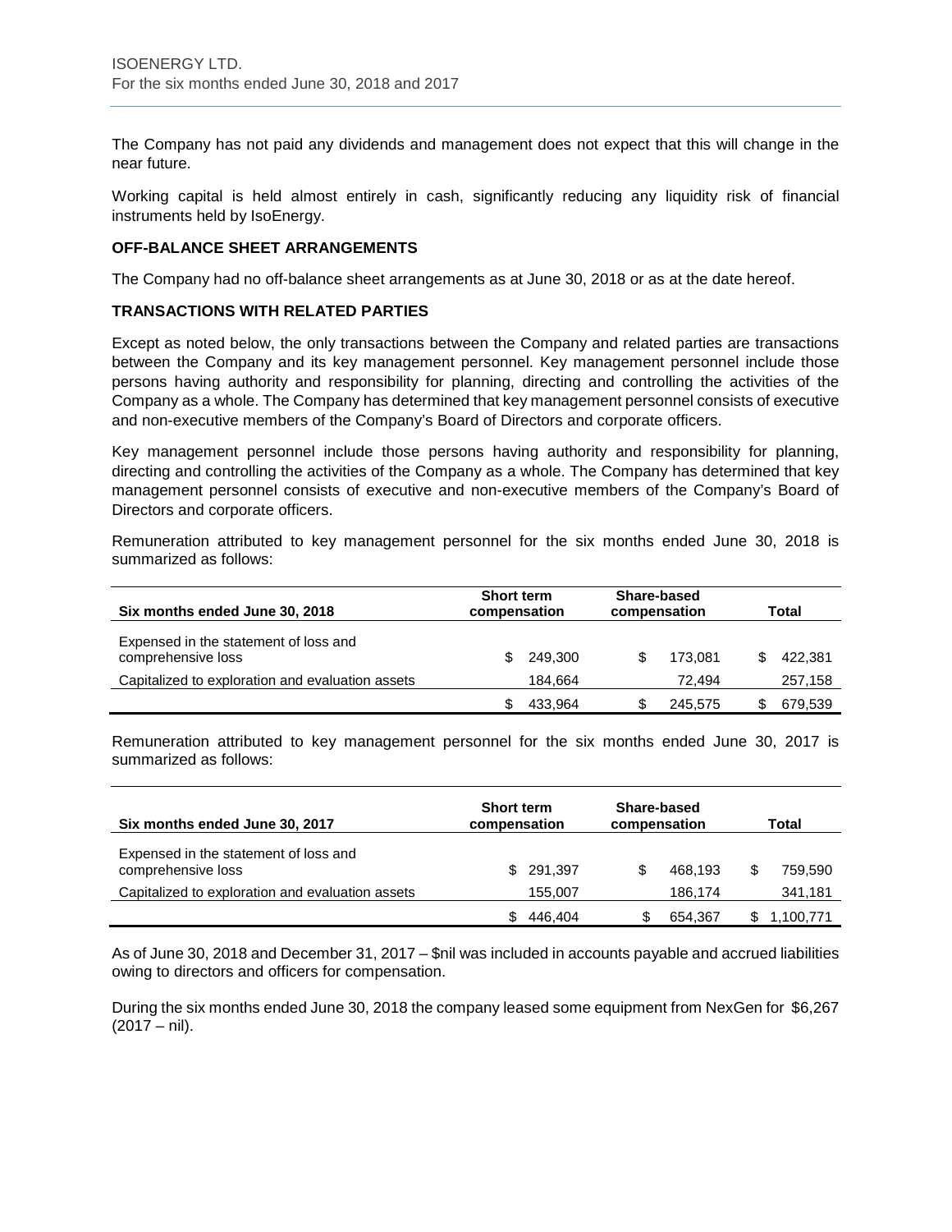The Company has not paid any dividends and management does not expect that this will change in the near future.

Working capital is held almost entirely in cash, significantly reducing any liquidity risk of financial instruments held by IsoEnergy.

## OFF-BALANCE SHEET ARRANGEMENTS

The Company had no off-balance sheet arrangements as at June 30, 2018 or as at the date hereof.

## TRANSACTIONS WITH RELATED PARTIES

Except as noted below, the only transactions between the Company and related parties are transactions between the Company and its key management personnel. Key management personnel include those persons having authority and responsibility for planning, directing and controlling the activities of the Company as a whole. The Company has determined that key management personnel consists of executive and non-executive members of the Company's Board of Directors and corporate officers.

Key management personnel include those persons having authority and responsibility for planning, directing and controlling the activities of the Company as a whole. The Company has determined that key management personnel consists of executive and non-executive members of the Company's Board of Directors and corporate officers.

Remuneration attributed to key management personnel for the six months ended June 30, 2018 is summarized as follows:

| Six months ended June 30, 2018 | Short term compensation | Share-based compensation | Total |
|---|---|---|---|
| Expensed in the statement of loss and comprehensive loss | $ 249,300 | $ 173,081 | $ 422,381 |
| Capitalized to exploration and evaluation assets | 184,664 | 72,494 | 257,158 |
| | $ 433,964 | $ 245,575 | $ 679,539 |

Remuneration attributed to key management personnel for the six months ended June 30, 2017 is summarized as follows:

| Six months ended June 30, 2017 | Short term compensation | Share-based compensation | Total |
|---|---|---|---|
| Expensed in the statement of loss and comprehensive loss | $ 291,397 | $ 468,193 | $ 759,590 |
| Capitalized to exploration and evaluation assets | 155,007 | 186,174 | 341,181 |
| | $ 446,404 | $ 654,367 | $ 1,100,771 |

As of June 30, 2018 and December 31, 2017 – $nil was included in accounts payable and accrued liabilities owing to directors and officers for compensation.

During the six months ended June 30, 2018 the company leased some equipment from NexGen for $6,267 (2017 – nil).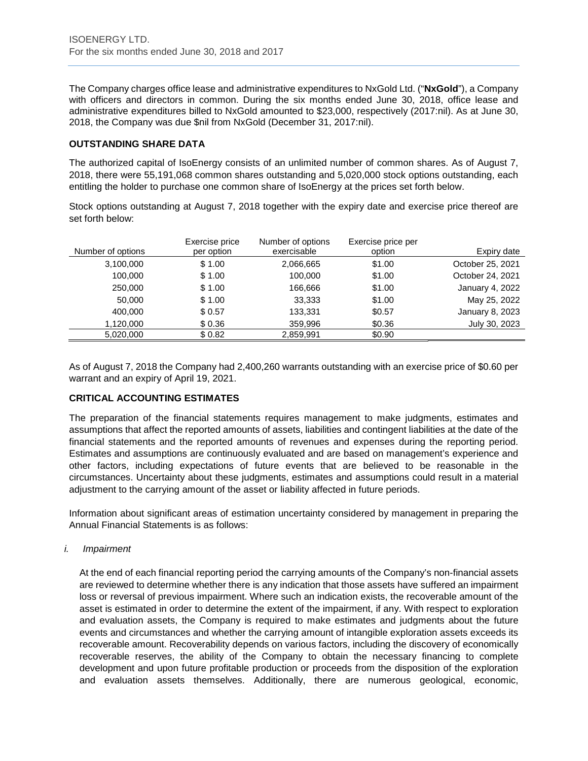The Company charges office lease and administrative expenditures to NxGold Ltd. ("**NxGold**"), a Company with officers and directors in common. During the six months ended June 30, 2018, office lease and administrative expenditures billed to NxGold amounted to $23,000, respectively (2017:nil). As at June 30, 2018, the Company was due $nil from NxGold (December 31, 2017:nil).

**OUTSTANDING SHARE DATA**

The authorized capital of IsoEnergy consists of an unlimited number of common shares. As of August 7, 2018, there were 55,191,068 common shares outstanding and 5,020,000 stock options outstanding, each entitling the holder to purchase one common share of IsoEnergy at the prices set forth below.

Stock options outstanding at August 7, 2018 together with the expiry date and exercise price thereof are set forth below:

| Number of options | Exercise price per option | Number of options exercisable | Exercise price per option | Expiry date |
|---|---|---|---|---|
| 3,100,000 | $ 1.00 | 2,066,665 | $1.00 | October 25, 2021 |
| 100,000 | $ 1.00 | 100,000 | $1.00 | October 24, 2021 |
| 250,000 | $ 1.00 | 166,666 | $1.00 | January 4, 2022 |
| 50,000 | $ 1.00 | 33,333 | $1.00 | May 25, 2022 |
| 400,000 | $ 0.57 | 133,331 | $0.57 | January 8, 2023 |
| 1,120,000 | $ 0.36 | 359,996 | $0.36 | July 30, 2023 |
| 5,020,000 | $ 0.82 | 2,859,991 | $0.90 | |

As of August 7, 2018 the Company had 2,400,260 warrants outstanding with an exercise price of $0.60 per warrant and an expiry of April 19, 2021.

**CRITICAL ACCOUNTING ESTIMATES**

The preparation of the financial statements requires management to make judgments, estimates and assumptions that affect the reported amounts of assets, liabilities and contingent liabilities at the date of the financial statements and the reported amounts of revenues and expenses during the reporting period. Estimates and assumptions are continuously evaluated and are based on management's experience and other factors, including expectations of future events that are believed to be reasonable in the circumstances. Uncertainty about these judgments, estimates and assumptions could result in a material adjustment to the carrying amount of the asset or liability affected in future periods.

Information about significant areas of estimation uncertainty considered by management in preparing the Annual Financial Statements is as follows:

*i. Impairment*

At the end of each financial reporting period the carrying amounts of the Company's non-financial assets are reviewed to determine whether there is any indication that those assets have suffered an impairment loss or reversal of previous impairment. Where such an indication exists, the recoverable amount of the asset is estimated in order to determine the extent of the impairment, if any. With respect to exploration and evaluation assets, the Company is required to make estimates and judgments about the future events and circumstances and whether the carrying amount of intangible exploration assets exceeds its recoverable amount. Recoverability depends on various factors, including the discovery of economically recoverable reserves, the ability of the Company to obtain the necessary financing to complete development and upon future profitable production or proceeds from the disposition of the exploration and evaluation assets themselves. Additionally, there are numerous geological, economic,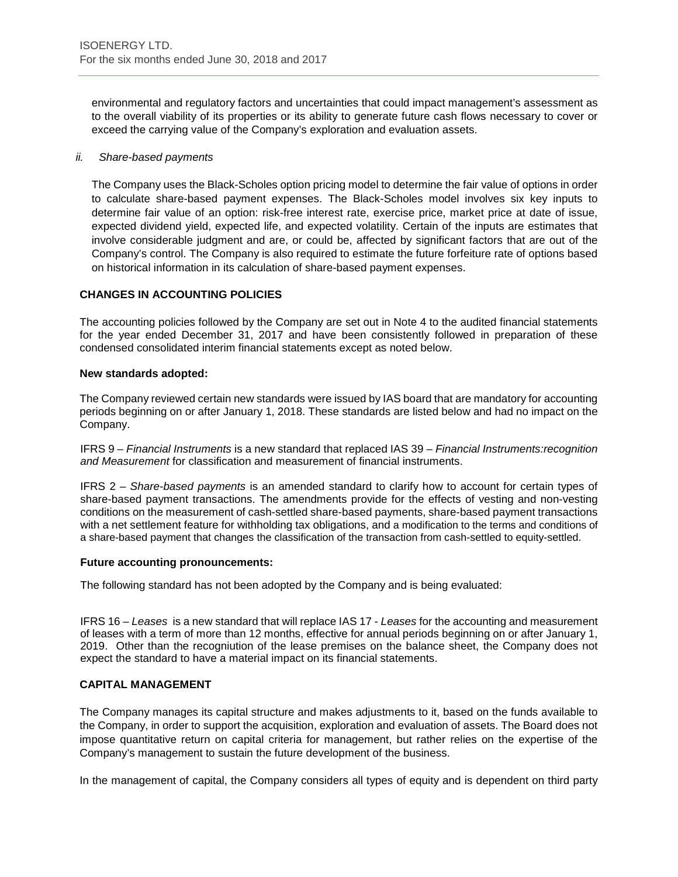environmental and regulatory factors and uncertainties that could impact management's assessment as to the overall viability of its properties or its ability to generate future cash flows necessary to cover or exceed the carrying value of the Company's exploration and evaluation assets.

*ii. Share-based payments*

The Company uses the Black-Scholes option pricing model to determine the fair value of options in order to calculate share-based payment expenses. The Black-Scholes model involves six key inputs to determine fair value of an option: risk-free interest rate, exercise price, market price at date of issue, expected dividend yield, expected life, and expected volatility. Certain of the inputs are estimates that involve considerable judgment and are, or could be, affected by significant factors that are out of the Company's control. The Company is also required to estimate the future forfeiture rate of options based on historical information in its calculation of share-based payment expenses.

## CHANGES IN ACCOUNTING POLICIES

The accounting policies followed by the Company are set out in Note 4 to the audited financial statements for the year ended December 31, 2017 and have been consistently followed in preparation of these condensed consolidated interim financial statements except as noted below.

**New standards adopted:**

The Company reviewed certain new standards were issued by IAS board that are mandatory for accounting periods beginning on or after January 1, 2018. These standards are listed below and had no impact on the Company.

IFRS 9 – *Financial Instruments* is a new standard that replaced IAS 39 – *Financial Instruments:recognition and Measurement* for classification and measurement of financial instruments.

IFRS 2 – *Share-based payments* is an amended standard to clarify how to account for certain types of share-based payment transactions. The amendments provide for the effects of vesting and non-vesting conditions on the measurement of cash-settled share-based payments, share-based payment transactions with a net settlement feature for withholding tax obligations, and a modification to the terms and conditions of a share-based payment that changes the classification of the transaction from cash-settled to equity-settled.

**Future accounting pronouncements:**

The following standard has not been adopted by the Company and is being evaluated:

IFRS 16 – *Leases* is a new standard that will replace IAS 17 - *Leases* for the accounting and measurement of leases with a term of more than 12 months, effective for annual periods beginning on or after January 1, 2019. Other than the recogniution of the lease premises on the balance sheet, the Company does not expect the standard to have a material impact on its financial statements.

## CAPITAL MANAGEMENT

The Company manages its capital structure and makes adjustments to it, based on the funds available to the Company, in order to support the acquisition, exploration and evaluation of assets. The Board does not impose quantitative return on capital criteria for management, but rather relies on the expertise of the Company's management to sustain the future development of the business.

In the management of capital, the Company considers all types of equity and is dependent on third party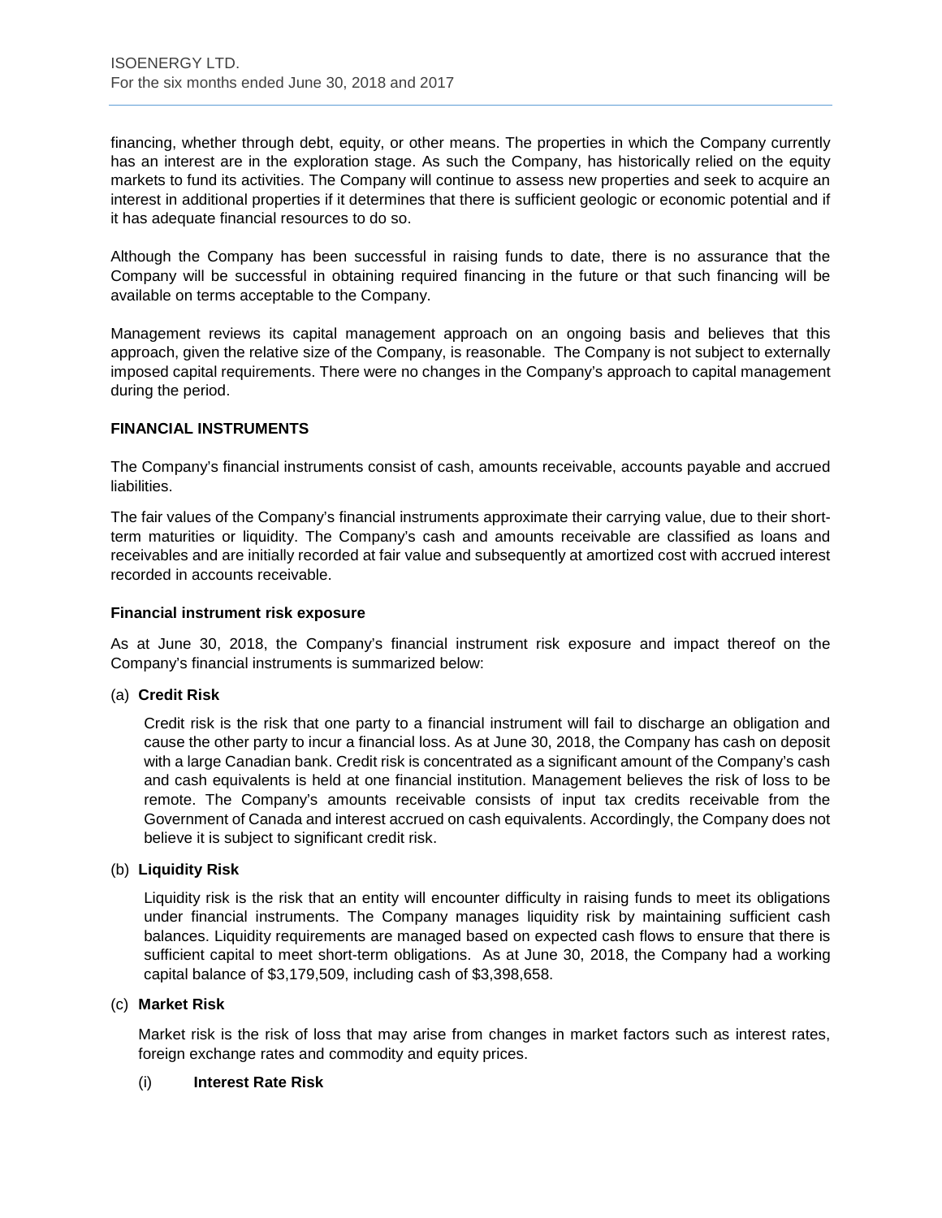financing, whether through debt, equity, or other means. The properties in which the Company currently has an interest are in the exploration stage. As such the Company, has historically relied on the equity markets to fund its activities. The Company will continue to assess new properties and seek to acquire an interest in additional properties if it determines that there is sufficient geologic or economic potential and if it has adequate financial resources to do so.

Although the Company has been successful in raising funds to date, there is no assurance that the Company will be successful in obtaining required financing in the future or that such financing will be available on terms acceptable to the Company.

Management reviews its capital management approach on an ongoing basis and believes that this approach, given the relative size of the Company, is reasonable. The Company is not subject to externally imposed capital requirements. There were no changes in the Company's approach to capital management during the period.

## FINANCIAL INSTRUMENTS

The Company's financial instruments consist of cash, amounts receivable, accounts payable and accrued liabilities.

The fair values of the Company's financial instruments approximate their carrying value, due to their short-term maturities or liquidity. The Company's cash and amounts receivable are classified as loans and receivables and are initially recorded at fair value and subsequently at amortized cost with accrued interest recorded in accounts receivable.

### Financial instrument risk exposure

As at June 30, 2018, the Company's financial instrument risk exposure and impact thereof on the Company's financial instruments is summarized below:

(a) **Credit Risk**

Credit risk is the risk that one party to a financial instrument will fail to discharge an obligation and cause the other party to incur a financial loss. As at June 30, 2018, the Company has cash on deposit with a large Canadian bank. Credit risk is concentrated as a significant amount of the Company's cash and cash equivalents is held at one financial institution. Management believes the risk of loss to be remote. The Company's amounts receivable consists of input tax credits receivable from the Government of Canada and interest accrued on cash equivalents. Accordingly, the Company does not believe it is subject to significant credit risk.

(b) **Liquidity Risk**

Liquidity risk is the risk that an entity will encounter difficulty in raising funds to meet its obligations under financial instruments. The Company manages liquidity risk by maintaining sufficient cash balances. Liquidity requirements are managed based on expected cash flows to ensure that there is sufficient capital to meet short-term obligations. As at June 30, 2018, the Company had a working capital balance of $3,179,509, including cash of $3,398,658.

(c) **Market Risk**

Market risk is the risk of loss that may arise from changes in market factors such as interest rates, foreign exchange rates and commodity and equity prices.

(i) **Interest Rate Risk**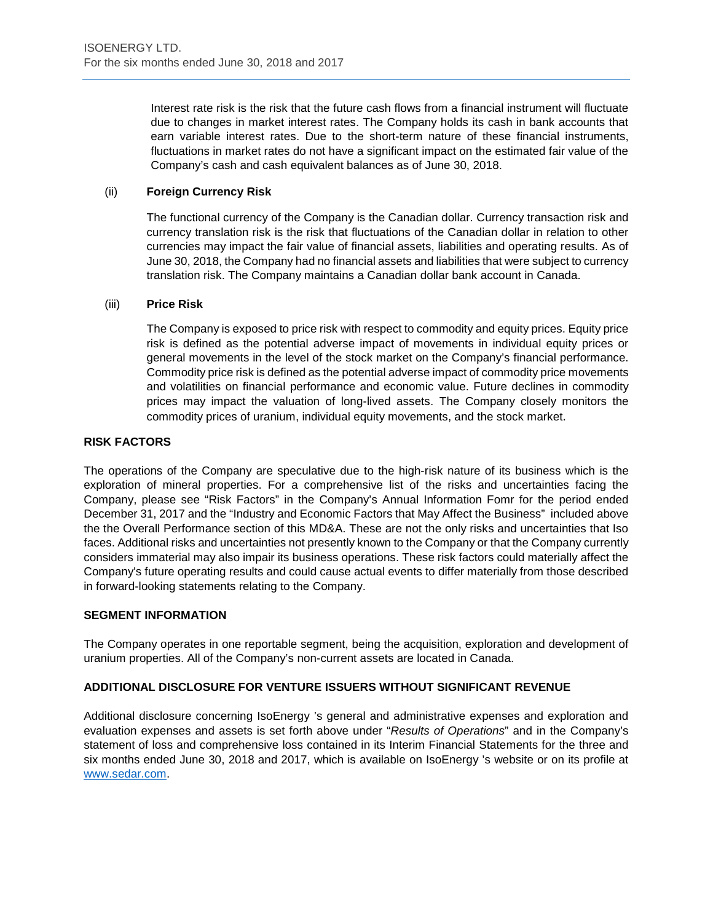Interest rate risk is the risk that the future cash flows from a financial instrument will fluctuate due to changes in market interest rates. The Company holds its cash in bank accounts that earn variable interest rates. Due to the short-term nature of these financial instruments, fluctuations in market rates do not have a significant impact on the estimated fair value of the Company's cash and cash equivalent balances as of June 30, 2018.

(ii) **Foreign Currency Risk**

The functional currency of the Company is the Canadian dollar. Currency transaction risk and currency translation risk is the risk that fluctuations of the Canadian dollar in relation to other currencies may impact the fair value of financial assets, liabilities and operating results. As of June 30, 2018, the Company had no financial assets and liabilities that were subject to currency translation risk. The Company maintains a Canadian dollar bank account in Canada.

(iii) **Price Risk**

The Company is exposed to price risk with respect to commodity and equity prices. Equity price risk is defined as the potential adverse impact of movements in individual equity prices or general movements in the level of the stock market on the Company's financial performance. Commodity price risk is defined as the potential adverse impact of commodity price movements and volatilities on financial performance and economic value. Future declines in commodity prices may impact the valuation of long-lived assets. The Company closely monitors the commodity prices of uranium, individual equity movements, and the stock market.

## RISK FACTORS

The operations of the Company are speculative due to the high-risk nature of its business which is the exploration of mineral properties. For a comprehensive list of the risks and uncertainties facing the Company, please see "Risk Factors" in the Company's Annual Information Fomr for the period ended December 31, 2017 and the "Industry and Economic Factors that May Affect the Business" included above the the Overall Performance section of this MD&A. These are not the only risks and uncertainties that Iso faces. Additional risks and uncertainties not presently known to the Company or that the Company currently considers immaterial may also impair its business operations. These risk factors could materially affect the Company's future operating results and could cause actual events to differ materially from those described in forward-looking statements relating to the Company.

## SEGMENT INFORMATION

The Company operates in one reportable segment, being the acquisition, exploration and development of uranium properties. All of the Company's non-current assets are located in Canada.

## ADDITIONAL DISCLOSURE FOR VENTURE ISSUERS WITHOUT SIGNIFICANT REVENUE

Additional disclosure concerning IsoEnergy 's general and administrative expenses and exploration and evaluation expenses and assets is set forth above under "*Results of Operations*" and in the Company's statement of loss and comprehensive loss contained in its Interim Financial Statements for the three and six months ended June 30, 2018 and 2017, which is available on IsoEnergy 's website or on its profile at [www.sedar.com](www.sedar.com).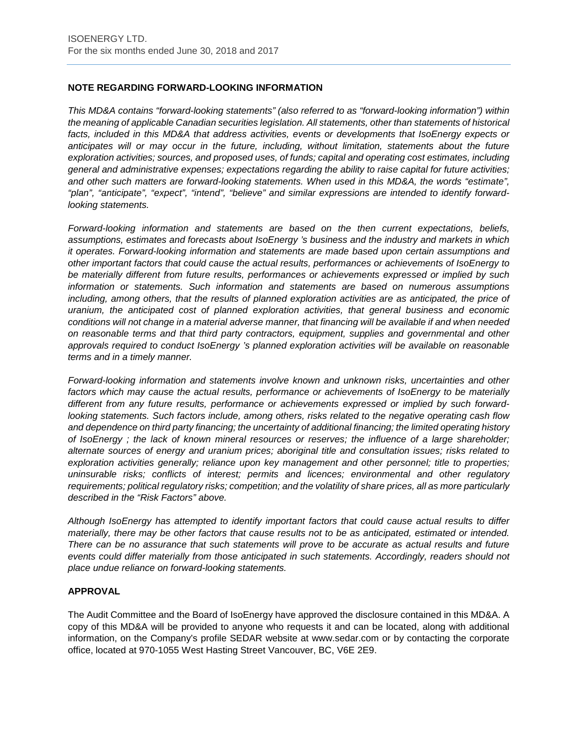## NOTE REGARDING FORWARD-LOOKING INFORMATION

*This MD&A contains “forward-looking statements” (also referred to as “forward-looking information”) within the meaning of applicable Canadian securities legislation. All statements, other than statements of historical facts, included in this MD&A that address activities, events or developments that IsoEnergy expects or anticipates will or may occur in the future, including, without limitation, statements about the future exploration activities; sources, and proposed uses, of funds; capital and operating cost estimates, including general and administrative expenses; expectations regarding the ability to raise capital for future activities; and other such matters are forward-looking statements. When used in this MD&A, the words “estimate”, “plan”, “anticipate”, “expect”, “intend”, “believe” and similar expressions are intended to identify forward-looking statements.*

*Forward-looking information and statements are based on the then current expectations, beliefs, assumptions, estimates and forecasts about IsoEnergy ’s business and the industry and markets in which it operates. Forward-looking information and statements are made based upon certain assumptions and other important factors that could cause the actual results, performances or achievements of IsoEnergy to be materially different from future results, performances or achievements expressed or implied by such information or statements. Such information and statements are based on numerous assumptions including, among others, that the results of planned exploration activities are as anticipated, the price of uranium, the anticipated cost of planned exploration activities, that general business and economic conditions will not change in a material adverse manner, that financing will be available if and when needed on reasonable terms and that third party contractors, equipment, supplies and governmental and other approvals required to conduct IsoEnergy ’s planned exploration activities will be available on reasonable terms and in a timely manner.*

*Forward-looking information and statements involve known and unknown risks, uncertainties and other factors which may cause the actual results, performance or achievements of IsoEnergy to be materially different from any future results, performance or achievements expressed or implied by such forward-looking statements. Such factors include, among others, risks related to the negative operating cash flow and dependence on third party financing; the uncertainty of additional financing; the limited operating history of IsoEnergy ; the lack of known mineral resources or reserves; the influence of a large shareholder; alternate sources of energy and uranium prices; aboriginal title and consultation issues; risks related to exploration activities generally; reliance upon key management and other personnel; title to properties; uninsurable risks; conflicts of interest; permits and licences; environmental and other regulatory requirements; political regulatory risks; competition; and the volatility of share prices, all as more particularly described in the “Risk Factors” above.*

*Although IsoEnergy has attempted to identify important factors that could cause actual results to differ materially, there may be other factors that cause results not to be as anticipated, estimated or intended. There can be no assurance that such statements will prove to be accurate as actual results and future events could differ materially from those anticipated in such statements. Accordingly, readers should not place undue reliance on forward-looking statements.*

## APPROVAL

The Audit Committee and the Board of IsoEnergy have approved the disclosure contained in this MD&A. A copy of this MD&A will be provided to anyone who requests it and can be located, along with additional information, on the Company’s profile SEDAR website at www.sedar.com or by contacting the corporate office, located at 970-1055 West Hasting Street Vancouver, BC, V6E 2E9.